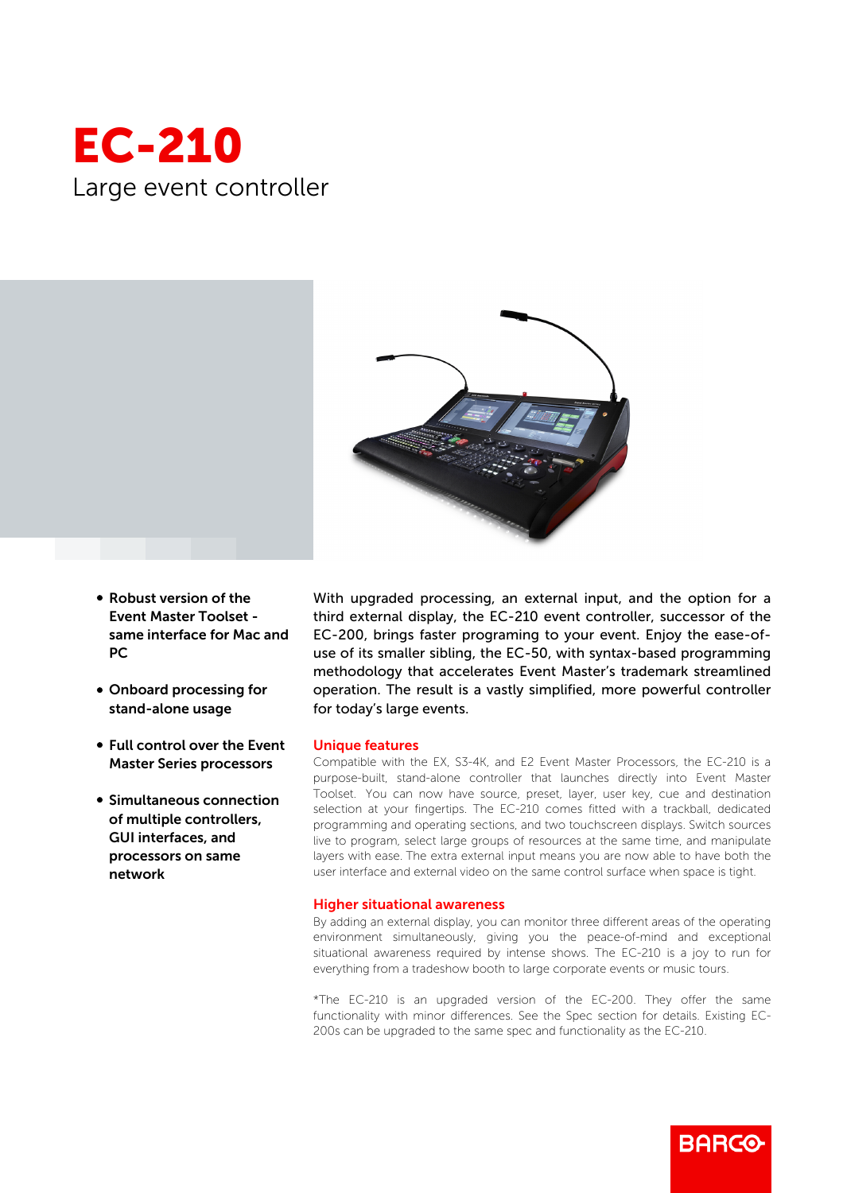# EC-210

Large event controller

- **Robust version of the Event Master Toolset - same interface for Mac and PC**
- **Onboard processing for stand-alone usage**
- **Full control over the Event Master Series processors**
- **Simultaneous connection of multiple controllers, GUI interfaces, and processors on same network**

With upgraded processing, an external input, and the option for a third external display, the EC-210 event controller, successor of the EC-200, brings faster programing to your event. Enjoy the ease-of-use of its smaller sibling, the EC-50, with syntax-based programming methodology that accelerates Event Master's trademark streamlined operation. The result is a vastly simplified, more powerful controller for today's large events.

## Unique features

Compatible with the EX, S3-4K, and E2 Event Master Processors, the EC-210 is a purpose-built, stand-alone controller that launches directly into Event Master Toolset. You can now have source, preset, layer, user key, cue and destination selection at your fingertips. The EC-210 comes fitted with a trackball, dedicated programming and operating sections, and two touchscreen displays. Switch sources live to program, select large groups of resources at the same time, and manipulate layers with ease. The extra external input means you are now able to have both the user interface and external video on the same control surface when space is tight.

## Higher situational awareness

By adding an external display, you can monitor three different areas of the operating environment simultaneously, giving you the peace-of-mind and exceptional situational awareness required by intense shows. The EC-210 is a joy to run for everything from a tradeshow booth to large corporate events or music tours.

*The EC-210 is an upgraded version of the EC-200. They offer the same functionality with minor differences. See the Spec section for details. Existing EC-200s can be upgraded to the same spec and functionality as the EC-210.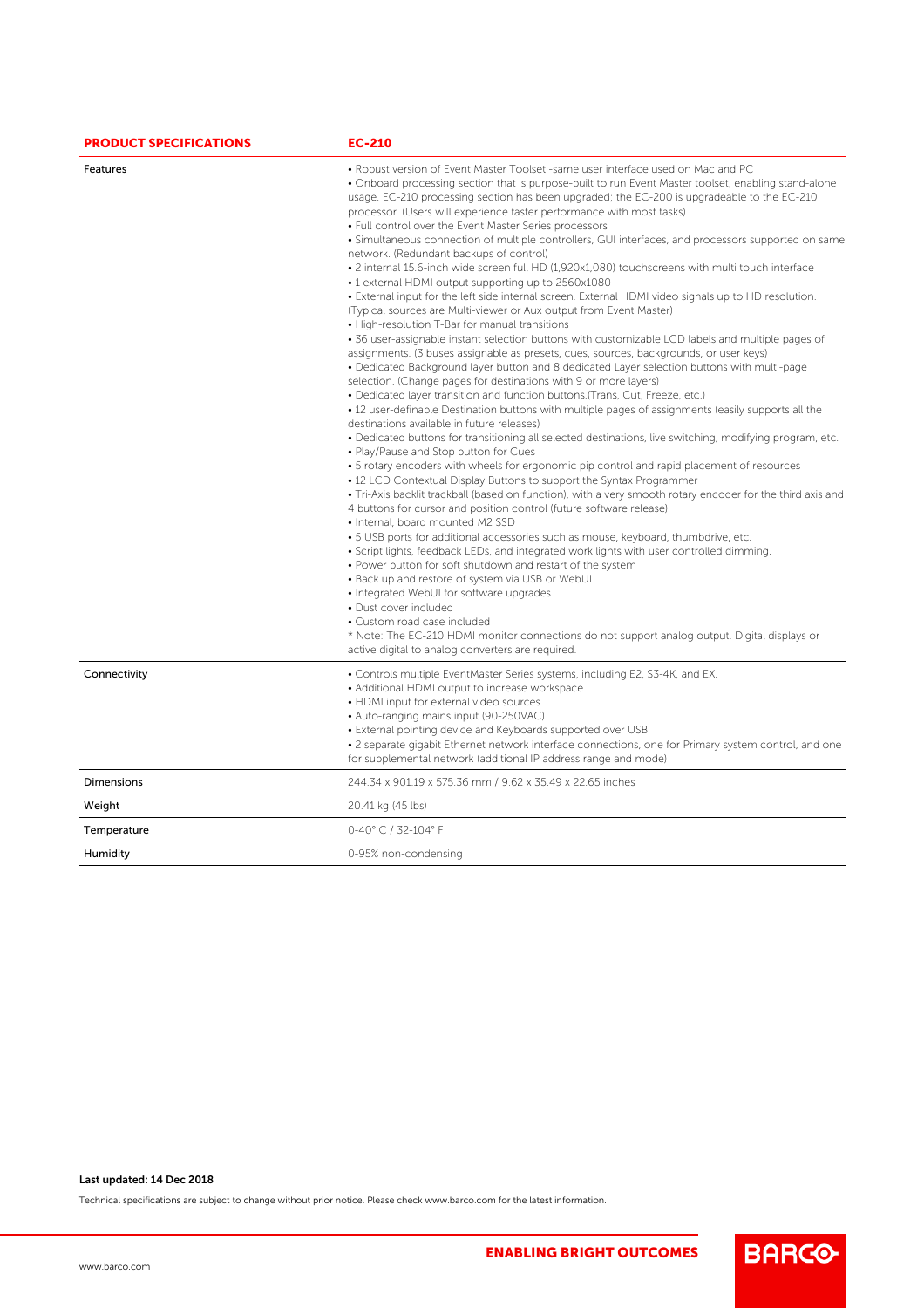| PRODUCT SPECIFICATIONS | EC-210 |
|---|---|
| Features | • Robust version of Event Master Toolset -same user interface used on Mac and PC<br>• Onboard processing section that is purpose-built to run Event Master toolset, enabling stand-alone usage. EC-210 processing section has been upgraded; the EC-200 is upgradeable to the EC-210 processor. (Users will experience faster performance with most tasks)<br>• Full control over the Event Master Series processors<br>• Simultaneous connection of multiple controllers, GUI interfaces, and processors supported on same network. (Redundant backups of control)<br>• 2 internal 15.6-inch wide screen full HD (1,920x1,080) touchscreens with multi touch interface<br>• 1 external HDMI output supporting up to 2560x1080<br>• External input for the left side internal screen. External HDMI video signals up to HD resolution. (Typical sources are Multi-viewer or Aux output from Event Master)<br>• High-resolution T-Bar for manual transitions<br>• 36 user-assignable instant selection buttons with customizable LCD labels and multiple pages of assignments. (3 buses assignable as presets, cues, sources, backgrounds, or user keys)<br>• Dedicated Background layer button and 8 dedicated Layer selection buttons with multi-page selection. (Change pages for destinations with 9 or more layers)<br>• Dedicated layer transition and function buttons.(Trans, Cut, Freeze, etc.)<br>• 12 user-definable Destination buttons with multiple pages of assignments (easily supports all the destinations available in future releases)<br>• Dedicated buttons for transitioning all selected destinations, live switching, modifying program, etc.<br>• Play/Pause and Stop button for Cues<br>• 5 rotary encoders with wheels for ergonomic pip control and rapid placement of resources<br>• 12 LCD Contextual Display Buttons to support the Syntax Programmer<br>• Tri-Axis backlit trackball (based on function), with a very smooth rotary encoder for the third axis and 4 buttons for cursor and position control (future software release)<br>• Internal, board mounted M2 SSD<br>• 5 USB ports for additional accessories such as mouse, keyboard, thumbdrive, etc.<br>• Script lights, feedback LEDs, and integrated work lights with user controlled dimming.<br>• Power button for soft shutdown and restart of the system<br>• Back up and restore of system via USB or WebUI.<br>• Integrated WebUI for software upgrades.<br>• Dust cover included<br>• Custom road case included<br>* Note: The EC-210 HDMI monitor connections do not support analog output. Digital displays or active digital to analog converters are required. |
| Connectivity | • Controls multiple EventMaster Series systems, including E2, S3-4K, and EX.<br>• Additional HDMI output to increase workspace.<br>• HDMI input for external video sources.<br>• Auto-ranging mains input (90-250VAC)<br>• External pointing device and Keyboards supported over USB<br>• 2 separate gigabit Ethernet network interface connections, one for Primary system control, and one for supplemental network (additional IP address range and mode) |
| Dimensions | 244.34 x 901.19 x 575.36 mm / 9.62 x 35.49 x 22.65 inches |
| Weight | 20.41 kg (45 lbs) |
| Temperature | 0-40° C / 32-104° F |
| Humidity | 0-95% non-condensing |

**Last updated: 14 Dec 2018**

Technical specifications are subject to change without prior notice. Please check www.barco.com for the latest information.